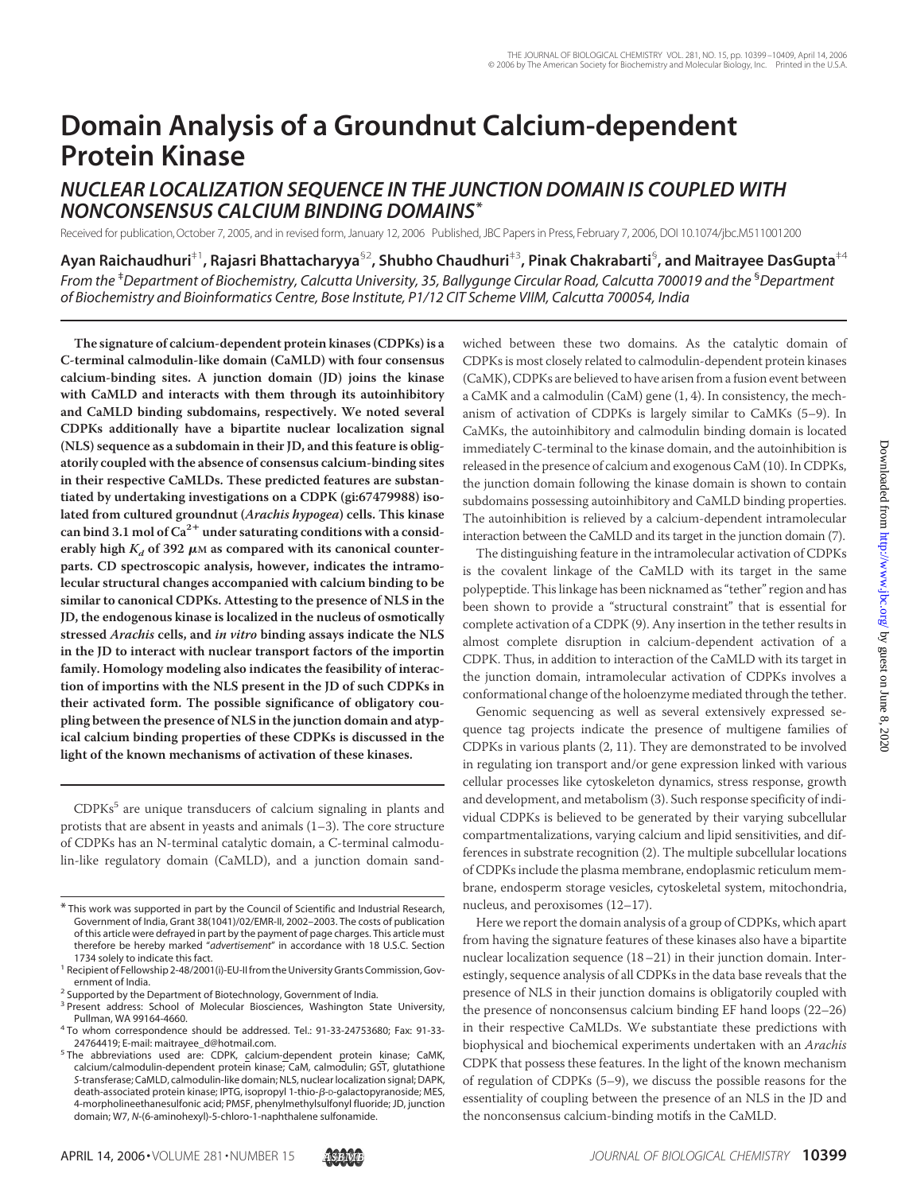# Domain Analysis of a Groundnut Calcium-dependent Protein Kinase

## NUCLEAR LOCALIZATION SEQUENCE IN THE JUNCTION DOMAIN IS COUPLED WITH NONCONSENSUS CALCIUM BINDING DOMAINS*

Received for publication, October 7, 2005, and in revised form, January 12, 2006 Published, JBC Papers in Press, February 7, 2006, DOI 10.1074/jbc.M511001200

**Ayan Raichaudhuri[‡1], Rajasri Bhattacharyya[§2], Shubho Chaudhuri[‡3], Pinak Chakrabarti[§], and Maitrayee DasGupta[‡4]**

*From the [‡]Department of Biochemistry, Calcutta University, 35, Ballygunge Circular Road, Calcutta 700019 and the [§]Department of Biochemistry and Bioinformatics Centre, Bose Institute, P1/12 CIT Scheme VIIM, Calcutta 700054, India*

**The signature of calcium-dependent protein kinases (CDPKs) is a C-terminal calmodulin-like domain (CaMLD) with four consensus calcium-binding sites. A junction domain (JD) joins the kinase with CaMLD and interacts with them through its autoinhibitory and CaMLD binding subdomains, respectively. We noted several CDPKs additionally have a bipartite nuclear localization signal (NLS) sequence as a subdomain in their JD, and this feature is obligatorily coupled with the absence of consensus calcium-binding sites in their respective CaMLDs. These predicted features are substantiated by undertaking investigations on a CDPK (gi:67479988) isolated from cultured groundnut (*Arachis hypogea*) cells. This kinase can bind 3.1 mol of $Ca^{2+}$ under saturating conditions with a considerably high $K_d$ of 392 $\mu$M as compared with its canonical counterparts. CD spectroscopic analysis, however, indicates the intramolecular structural changes accompanied with calcium binding to be similar to canonical CDPKs. Attesting to the presence of NLS in the JD, the endogenous kinase is localized in the nucleus of osmotically stressed *Arachis* cells, and *in vitro* binding assays indicate the NLS in the JD to interact with nuclear transport factors of the importin family. Homology modeling also indicates the feasibility of interaction of importins with the NLS present in the JD of such CDPKs in their activated form. The possible significance of obligatory coupling between the presence of NLS in the junction domain and atypical calcium binding properties of these CDPKs is discussed in the light of the known mechanisms of activation of these kinases.**

CDPKs[5] are unique transducers of calcium signaling in plants and protists that are absent in yeasts and animals (1–3). The core structure of CDPKs has an N-terminal catalytic domain, a C-terminal calmodulin-like regulatory domain (CaMLD), and a junction domain sandwiched between these two domains. As the catalytic domain of CDPKs is most closely related to calmodulin-dependent protein kinases (CaMK), CDPKs are believed to have arisen from a fusion event between a CaMK and a calmodulin (CaM) gene (1, 4). In consistency, the mechanism of activation of CDPKs is largely similar to CaMKs (5–9). In CaMKs, the autoinhibitory and calmodulin binding domain is located immediately C-terminal to the kinase domain, and the autoinhibition is released in the presence of calcium and exogenous CaM (10). In CDPKs, the junction domain following the kinase domain is shown to contain subdomains possessing autoinhibitory and CaMLD binding properties. The autoinhibition is relieved by a calcium-dependent intramolecular interaction between the CaMLD and its target in the junction domain (7).

The distinguishing feature in the intramolecular activation of CDPKs is the covalent linkage of the CaMLD with its target in the same polypeptide. This linkage has been nicknamed as "tether" region and has been shown to provide a "structural constraint" that is essential for complete activation of a CDPK (9). Any insertion in the tether results in almost complete disruption in calcium-dependent activation of a CDPK. Thus, in addition to interaction of the CaMLD with its target in the junction domain, intramolecular activation of CDPKs involves a conformational change of the holoenzyme mediated through the tether.

Genomic sequencing as well as several extensively expressed sequence tag projects indicate the presence of multigene families of CDPKs in various plants (2, 11). They are demonstrated to be involved in regulating ion transport and/or gene expression linked with various cellular processes like cytoskeleton dynamics, stress response, growth and development, and metabolism (3). Such response specificity of individual CDPKs is believed to be generated by their varying subcellular compartmentalizations, varying calcium and lipid sensitivities, and differences in substrate recognition (2). The multiple subcellular locations of CDPKs include the plasma membrane, endoplasmic reticulum membrane, endosperm storage vesicles, cytoskeletal system, mitochondria, nucleus, and peroxisomes (12–17).

Here we report the domain analysis of a group of CDPKs, which apart from having the signature features of these kinases also have a bipartite nuclear localization sequence (18–21) in their junction domain. Interestingly, sequence analysis of all CDPKs in the data base reveals that the presence of NLS in their junction domains is obligatorily coupled with the presence of nonconsensus calcium binding EF hand loops (22–26) in their respective CaMLDs. We substantiate these predictions with biophysical and biochemical experiments undertaken with an *Arachis* CDPK that possess these features. In the light of the known mechanism of regulation of CDPKs (5–9), we discuss the possible reasons for the essentiality of coupling between the presence of an NLS in the JD and the nonconsensus calcium-binding motifs in the CaMLD.

---

* This work was supported in part by the Council of Scientific and Industrial Research, Government of India, Grant 38(1041)/02/EMR-II, 2002–2003. The costs of publication of this article were defrayed in part by the payment of page charges. This article must therefore be hereby marked "*advertisement*" in accordance with 18 U.S.C. Section 1734 solely to indicate this fact.

[1] Recipient of Fellowship 2-48/2001(i)-EU-II from the University Grants Commission, Government of India.

[2] Supported by the Department of Biotechnology, Government of India.

[3] Present address: School of Molecular Biosciences, Washington State University, Pullman, WA 99164-4660.

[4] To whom correspondence should be addressed. Tel.: 91-33-24753680; Fax: 91-33-24764419; E-mail: maitrayee_d@hotmail.com.

[5] The abbreviations used are: CDPK, calcium-dependent protein kinase; CaMK, calcium/calmodulin-dependent protein kinase; CaM, calmodulin; GST, glutathione *S*-transferase; CaMLD, calmodulin-like domain; NLS, nuclear localization signal; DAPK, death-associated protein kinase; IPTG, isopropyl 1-thio-β-D-galactopyranoside; MES, 4-morpholineethanesulfonic acid; PMSF, phenylmethylsulfonyl fluoride; JD, junction domain; W7, *N*-(6-aminohexyl)-5-chloro-1-naphthalene sulfonamide.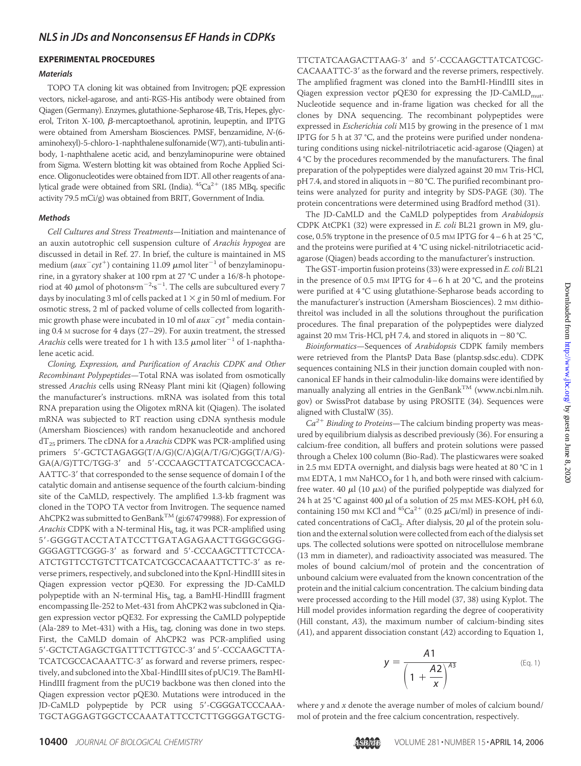## EXPERIMENTAL PROCEDURES

### Materials

TOPO TA cloning kit was obtained from Invitrogen; pQE expression vectors, nickel-agarose, and anti-RGS-His antibody were obtained from Qiagen (Germany). Enzymes, glutathione-Sepharose 4B, Tris, Hepes, glycerol, Triton X-100, β-mercaptoethanol, aprotinin, leupeptin, and IPTG were obtained from Amersham Biosciences. PMSF, benzamidine, N-(6-aminohexyl)-5-chloro-1-naphthalene sulfonamide (W7), anti-tubulin antibody, 1-naphthalene acetic acid, and benzylaminopurine were obtained from Sigma. Western blotting kit was obtained from Roche Applied Science. Oligonucleotides were obtained from IDT. All other reagents of analytical grade were obtained from SRL (India). $^{45}Ca^{2+}$ (185 MBq, specific activity 79.5 mCi/g) was obtained from BRIT, Government of India.

### Methods

*Cell Cultures and Stress Treatments*—Initiation and maintenance of an auxin autotrophic cell suspension culture of *Arachis hypogea* are discussed in detail in Ref. 27. In brief, the culture is maintained in MS medium ($aux^{-}cyt^{+}$) containing 11.09 μmol liter$^{-1}$ of benzylaminopurine, in a gyratory shaker at 100 rpm at 27 °C under a 16/8-h photoperiod at 40 μmol of photons·m$^{-2}$·s$^{-1}$. The cells are subcultured every 7 days by inoculating 3 ml of cells packed at 1 × *g* in 50 ml of medium. For osmotic stress, 2 ml of packed volume of cells collected from logarithmic growth phase were incubated in 10 ml of $aux^{-}cyt^{+}$ media containing 0.4 M sucrose for 4 days (27–29). For auxin treatment, the stressed *Arachis* cells were treated for 1 h with 13.5 μmol liter$^{-1}$ of 1-naphthalene acetic acid.

*Cloning, Expression, and Purification of Arachis CDPK and Other Recombinant Polypeptides*—Total RNA was isolated from osmotically stressed *Arachis* cells using RNeasy Plant mini kit (Qiagen) following the manufacturer's instructions. mRNA was isolated from this total RNA preparation using the Oligotex mRNA kit (Qiagen). The isolated mRNA was subjected to RT reaction using cDNA synthesis module (Amersham Biosciences) with random hexanucleotide and anchored $dT_{25}$ primers. The cDNA for a *Arachis* CDPK was PCR-amplified using primers 5′-GCTCTAGAGG(T/A/G)(C/A)G(A/T/G/C)GG(T/A/G)-GA(A/G)TTC/TGG-3′ and 5′-CCCAAGCTTATCATCGCCACA-AATTC-3′ that corresponded to the sense sequence of domain I of the catalytic domain and antisense sequence of the fourth calcium-binding site of the CaMLD, respectively. The amplified 1.3-kb fragment was cloned in the TOPO TA vector from Invitrogen. The sequence named AhCPK2 was submitted to GenBank™ (gi:67479988). For expression of *Arachis* CDPK with a N-terminal $His_6$ tag, it was PCR-amplified using 5′-GGGGTACCTATATCCTTGATAGAGAACTTGGGCGGG-GGGAGTTCGGG-3′ as forward and 5′-CCCAAGCTTTCTCCA-ATCTGTTCCTGTCTTCATCATCGCCACAAATTCTTC-3′ as reverse primers, respectively, and subcloned into the KpnI-HindIII sites in Qiagen expression vector pQE30. For expressing the JD-CaMLD polypeptide with an N-terminal $His_6$ tag, a BamHI-HindIII fragment encompassing Ile-252 to Met-431 from AhCPK2 was subcloned in Qiagen expression vector pQE32. For expressing the CaMLD polypeptide (Ala-289 to Met-431) with a $His_6$ tag, cloning was done in two steps. First, the CaMLD domain of AhCPK2 was PCR-amplified using 5′-GCTCTAGAGCTGATTTCTTGTCC-3′ and 5′-CCCAAGCTTA-TCATCGCCACAAATTC-3′ as forward and reverse primers, respectively, and subcloned into the XbaI-HindIII sites of pUC19. The BamHI-HindIII fragment from the pUC19 backbone was then cloned into the Qiagen expression vector pQE30. Mutations were introduced in the JD-CaMLD polypeptide by PCR using 5′-CGGGATCCCAAA-TGCTAGGAGTGGCTCCAAATATTCCTCTTGGGGATGCTG-TTCTATCAAGACTTAAG-3′ and 5′-CCCAAGCTTATCATCGC-CACAAATTC-3′ as the forward and the reverse primers, respectively. The amplified fragment was cloned into the BamHI-HindIII sites of Qiagen expression vector pQE30 for expressing the $JD\text{-}CaMLD_{mut}$. Nucleotide sequence and in-frame ligation was checked for all the clones by DNA sequencing. The recombinant polypeptides were expressed in *Escherichia coli* M15 by growing in the presence of 1 mM IPTG for 5 h at 37 °C, and the proteins were purified under nondenaturing conditions using nickel-nitrilotriacetic acid-agarose (Qiagen) at 4 °C by the procedures recommended by the manufacturers. The final preparation of the polypeptides were dialyzed against 20 mM Tris-HCl, pH 7.4, and stored in aliquots in −80 °C. The purified recombinant proteins were analyzed for purity and integrity by SDS-PAGE (30). The protein concentrations were determined using Bradford method (31).

The JD-CaMLD and the CaMLD polypeptides from *Arabidopsis* CDPK AtCPK1 (32) were expressed in *E. coli* BL21 grown in M9, glucose, 0.5% tryptone in the presence of 0.5 mM IPTG for 4–6 h at 25 °C, and the proteins were purified at 4 °C using nickel-nitrilotriacetic acid-agarose (Qiagen) beads according to the manufacturer's instruction.

The GST-importin fusion proteins (33) were expressed in *E. coli* BL21 in the presence of 0.5 mM IPTG for 4–6 h at 20 °C, and the proteins were purified at 4 °C using glutathione-Sepharose beads according to the manufacturer's instruction (Amersham Biosciences). 2 mM dithiothreitol was included in all the solutions throughout the purification procedures. The final preparation of the polypeptides were dialyzed against 20 mM Tris-HCl, pH 7.4, and stored in aliquots in −80 °C.

*Bioinformatics*—Sequences of *Arabidopsis* CDPK family members were retrieved from the PlantsP Data Base (plantsp.sdsc.edu). CDPK sequences containing NLS in their junction domain coupled with non-canonical EF hands in their calmodulin-like domains were identified by manually analyzing all entries in the GenBank™ (www.ncbi.nlm.nih.gov) or SwissProt database by using PROSITE (34). Sequences were aligned with ClustalW (35).

*$Ca^{2+}$ Binding to Proteins*—The calcium binding property was measured by equilibrium dialysis as described previously (36). For ensuring a calcium-free condition, all buffers and protein solutions were passed through a Chelex 100 column (Bio-Rad). The plasticwares were soaked in 2.5 mM EDTA overnight, and dialysis bags were heated at 80 °C in 1 mM EDTA, 1 mM $NaHCO_3$ for 1 h, and both were rinsed with calcium-free water. 40 μl (10 μM) of the purified polypeptide was dialyzed for 24 h at 25 °C against 400 μl of a solution of 25 mM MES-KOH, pH 6.0, containing 150 mM KCl and $^{45}Ca^{2+}$ (0.25 μCi/ml) in presence of indicated concentrations of $CaCl_2$. After dialysis, 20 μl of the protein solution and the external solution were collected from each of the dialysis set ups. The collected solutions were spotted on nitrocellulose membrane (13 mm in diameter), and radioactivity associated was measured. The moles of bound calcium/mol of protein and the concentration of unbound calcium were evaluated from the known concentration of the protein and the initial calcium concentration. The calcium binding data were processed according to the Hill model (37, 38) using Kyplot. The Hill model provides information regarding the degree of cooperativity (Hill constant, *A*3), the maximum number of calcium-binding sites (*A*1), and apparent dissociation constant (*A*2) according to Equation 1,

$$y = \frac{A1}{\left(1 + \frac{A2}{x}\right)^{A3}} \quad \text{(Eq. 1)}$$

where *y* and *x* denote the average number of moles of calcium bound/mol of protein and the free calcium concentration, respectively.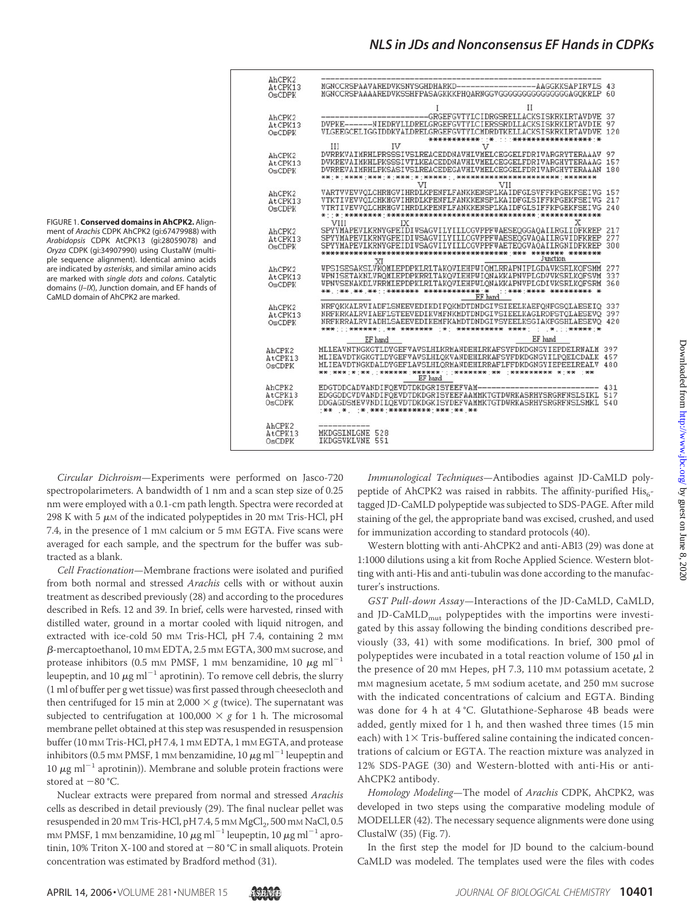```
AhCPK2    ------------------------------------------------------------
AtCPK13   MGNCCRSPAAVAREDVKSNYSGHDHARKD-----------------AAGGKKSAPIRVLS 43
OsCDPK    MGNCCRSPAAAAREDVKSSHFPASAGKKKPHQARNGGVGGGGGGGGGGGGGGAGQKRLP 60

                                     I                  II
AhCPK2    ----------------------GRGEFGVTYLCIDRGSRELLACKSISKRKIRTAVDVE 37
AtCPK13   DVPKE------NIEDRYLLDRELGRGEFGVTYLCIERSSRDLLACKSISKRKIRTAVDIE 97
OsCDPK    VLGEEGCELIGGIDDKVALDRELGRGEFGVTYLCMDRDTKELLACKSISKRKIRTAVDVE 120
                                ***********:*.::******************
          III         IV          V
AhCPK2    DVRREVAIMRHLPRSSSIVSLREACEDDNAVHIVMELCEGGELFDRIVARGRYTERAAAV 97
AtCPK13   DVKREVAIMKHLPKSSSIVTLKEACEDDNAVHIVMELCEGGELFDRIVARGHYTERAAAG 157
OsCDPK    DVRREVAIMRHLPKSASIVSLREACEDEGAVHIVMELCEGGELFDRIVARGHYTERAAAN 180
          **:*:****:***:*:***:*:*****:.**************************:*******
                              VI              VII
AhCPK2    VARTVVEVVQLCHRHGVIHRDLKPENFLFANKKENSPLKAIDFGLSVFFKPGEKFSEIVG 157
AtCPK13   VTKTIVEVVQLCHKHGVIHRDLKPENFLFANKKENSPLKAIDFGLSIFFKPGEKFSEIVG 217
OsCDPK    VTRTIVEVVQLCHRHGVIHRDLKPENFLFANKKENSPLKAIDFGLSIFFKPGEKFSEIVG 240
          *::*:********:********************************:*************
          VIII             IX                                      X
AhCPK2    SPYYMAPEVLKRNYGPEIDIWSAGVILYILICGVPPFWAESEQGGAQAIIRGLIDFKREP 217
AtCPK13   SPYYMAPEVLKRNYGPEIDIWSAGVILYILLCGVPPFWAESEQGVAQAILRGVIDFKREP 277
OsCDPK    SPYYMAPEVLKRNYGPEIDIWSAGVILYILLCGVPPFWAETEQGVAQAILRGNIDFKREP 300
          ******************************:*********:*** ****:** ********
                   XI                                        Junction
AhCPK2    WPSISESAKSLVKQMLEPDPKLRLTAKQVLEHPWIQMLRRAPNIPLGDAVKSRLKQFSMM 277
AtCPK13   WPNISETAKNLVRQMLEPDPKRRLTAKQVLEHPWIQNAKKAPNVPLGDVVKSRLKQFSVM 337
OsCDPK    WPNVSENAKDLVRRMLEPDPKLRLTAKQVLEHPWLQNAKKAPNVPLGDIVKSRLKQFSRM 360
          **.:**.**.**::******* ************:* .::***:****.*********  *
                                                       EF hand
AhCPK2    NRFQKKALRVIADFLSNEEVEDIKDIFQKMDTDNDGIVSIEELKAEFQNFGSQLAESEIQ 337
AtCPK13   NRFKRKALRVIAEFLSTEEVEDIKVMFNKMDTDNDGIVSIEELKAGLRDFSTQLAESEVQ 397
OsCDPK    NRFKRRALRVIADHLSAEEVEDIKEMFKAMDTDNDGIVSYEELKSGIAKFGSHLAESEVQ 420
          ***::::******:.** ******* :*: *********** ****:   .*.::*****:*
          EF hand                              EF hand
AhCPK2    MLIEAVNTNGKGTLDYGEFVAVSLHLKRMANDEHLRKAFSYFDKDGNGYIEPDELRNALM 397
AtCPK13   MLIEAVDTKGKGTLDYGEFVAVSLHLQKVANDEHLRKAFSYFDKDGNGYILPQELCDALK 457
OsCDPK    MLIEAVDTNGKDALDYGEFLAVSLHLQRMANDEHLRRAFLFFDKDGNGYIEPEELREALV 480
          **:***:*:**.:******:******:::******:**::*********** *:** :**
                                             EF hand
AhCPK2    EDGTDDCADVANDIFQEVDTDKDGRISYEEFVAM--------------------------- 431
AtCPK13   EDGGDDCVDVANDIFQEVDTDKDGRISYEEFAAMMKTGTDWRKASRHYSRGRFNSLSIKL 517
OsCDPK    DDGAGDSMEVVNDILQEVDTDKDGKISYDEFVAMMKTGTDWRKASRHYSRGRFNSLSMKL 540
          :**  *. .*.***:*********:***:**.**

AhCPK2    -----------
AtCPK13   MKDGSINLGNE 528
OsCDPK    IKDGSVKLVNE 551
```

FIGURE 1. **Conserved domains in AhCPK2.** Alignment of *Arachis* CDPK AhCPK2 (gi:67479988) with *Arabidopsis* CDPK AtCPK13 (gi:28059078) and *Oryza* CDPK (gi:34907990) using ClustalW (multiple sequence alignment). Identical amino acids are indicated by *asterisks*, and similar amino acids are marked with *single dots* and *colons*. Catalytic domains (*I*–*IX*), Junction domain, and EF hands of CaMLD domain of AhCPK2 are marked.

*Circular Dichroism*—Experiments were performed on Jasco-720 spectropolarimeters. A bandwidth of 1 nm and a scan step size of 0.25 nm were employed with a 0.1-cm path length. Spectra were recorded at 298 K with 5 μM of the indicated polypeptides in 20 mM Tris-HCl, pH 7.4, in the presence of 1 mM calcium or 5 mM EGTA. Five scans were averaged for each sample, and the spectrum for the buffer was subtracted as a blank.

*Cell Fractionation*—Membrane fractions were isolated and purified from both normal and stressed *Arachis* cells with or without auxin treatment as described previously (28) and according to the procedures described in Refs. 12 and 39. In brief, cells were harvested, rinsed with distilled water, ground in a mortar cooled with liquid nitrogen, and extracted with ice-cold 50 mM Tris-HCl, pH 7.4, containing 2 mM β-mercaptoethanol, 10 mM EDTA, 2.5 mM EGTA, 300 mM sucrose, and protease inhibitors (0.5 mM PMSF, 1 mM benzamidine, 10 μg $ml^{-1}$ leupeptin, and 10 μg $ml^{-1}$ aprotinin). To remove cell debris, the slurry (1 ml of buffer per g wet tissue) was first passed through cheesecloth and then centrifuged for 15 min at 2,000 × *g* (twice). The supernatant was subjected to centrifugation at 100,000 × *g* for 1 h. The microsomal membrane pellet obtained at this step was resuspended in resuspension buffer (10 mM Tris-HCl, pH 7.4, 1 mM EDTA, 1 mM EGTA, and protease inhibitors (0.5 mM PMSF, 1 mM benzamidine, 10 μg $ml^{-1}$ leupeptin and 10 μg $ml^{-1}$ aprotinin)). Membrane and soluble protein fractions were stored at −80 °C.

Nuclear extracts were prepared from normal and stressed *Arachis* cells as described in detail previously (29). The final nuclear pellet was resuspended in 20 mM Tris-HCl, pH 7.4, 5 mM $MgCl_2$, 500 mM NaCl, 0.5 mM PMSF, 1 mM benzamidine, 10 μg $ml^{-1}$ leupeptin, 10 μg $ml^{-1}$ aprotinin, 10% Triton X-100 and stored at −80 °C in small aliquots. Protein concentration was estimated by Bradford method (31).

*Immunological Techniques*—Antibodies against JD-CaMLD polypeptide of AhCPK2 was raised in rabbits. The affinity-purified $His_6$-tagged JD-CaMLD polypeptide was subjected to SDS-PAGE. After mild staining of the gel, the appropriate band was excised, crushed, and used for immunization according to standard protocols (40).

Western blotting with anti-AhCPK2 and anti-ABI3 (29) was done at 1:1000 dilutions using a kit from Roche Applied Science. Western blotting with anti-His and anti-tubulin was done according to the manufacturer's instructions.

*GST Pull-down Assay*—Interactions of the JD-CaMLD, CaMLD, and JD-$CaMLD_{mut}$ polypeptides with the importins were investigated by this assay following the binding conditions described previously (33, 41) with some modifications. In brief, 300 pmol of polypeptides were incubated in a total reaction volume of 150 μl in the presence of 20 mM Hepes, pH 7.3, 110 mM potassium acetate, 2 mM magnesium acetate, 5 mM sodium acetate, and 250 mM sucrose with the indicated concentrations of calcium and EGTA. Binding was done for 4 h at 4 °C. Glutathione-Sepharose 4B beads were added, gently mixed for 1 h, and then washed three times (15 min each) with 1× Tris-buffered saline containing the indicated concentrations of calcium or EGTA. The reaction mixture was analyzed in 12% SDS-PAGE (30) and Western-blotted with anti-His or anti-AhCPK2 antibody.

*Homology Modeling*—The model of *Arachis* CDPK, AhCPK2, was developed in two steps using the comparative modeling module of MODELLER (42). The necessary sequence alignments were done using ClustalW (35) (Fig. 7).

In the first step the model for JD bound to the calcium-bound CaMLD was modeled. The templates used were the files with codes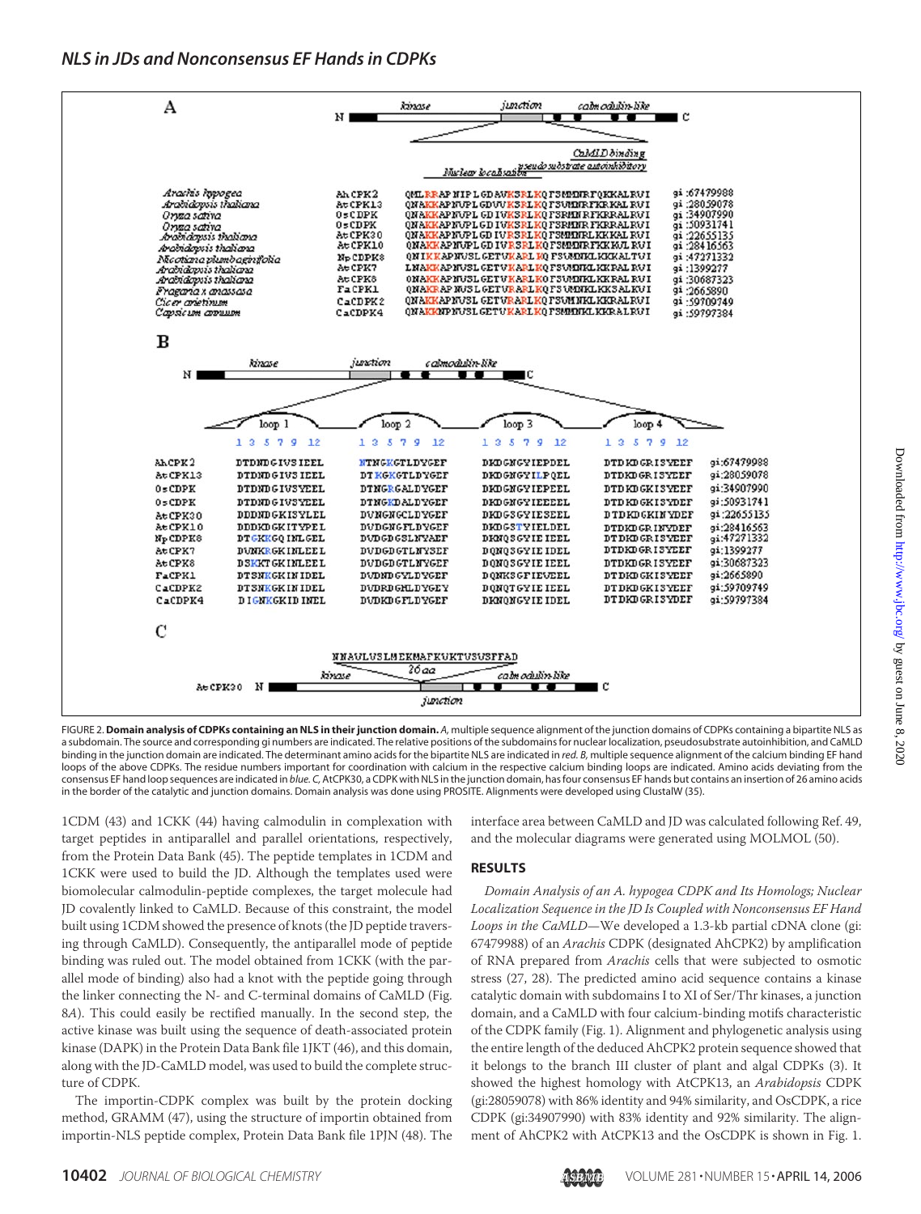FIGURE 2. **Domain analysis of CDPKs containing an NLS in their junction domain.** *A*, multiple sequence alignment of the junction domains of CDPKs containing a bipartite NLS as a subdomain. The source and corresponding gi numbers are indicated. The relative positions of the subdomains for nuclear localization, pseudosubstrate autoinhibition, and CaMLD binding in the junction domain are indicated. The determinant amino acids for the bipartite NLS are indicated in *red*. *B*, multiple sequence alignment of the calcium binding EF hand loops of the above CDPKs. The residue numbers important for coordination with calcium in the respective calcium binding loops are indicated. Amino acids deviating from the consensus EF hand loop sequences are indicated in *blue*. *C*, AtCPK30, a CDPK with NLS in the junction domain, has four consensus EF hands but contains an insertion of 26 amino acids in the border of the catalytic and junction domains. Domain analysis was done using PROSITE. Alignments were developed using ClustalW (35).

1CDM (43) and 1CKK (44) having calmodulin in complexation with target peptides in antiparallel and parallel orientations, respectively, from the Protein Data Bank (45). The peptide templates in 1CDM and 1CKK were used to build the JD. Although the templates used were biomolecular calmodulin-peptide complexes, the target molecule had JD covalently linked to CaMLD. Because of this constraint, the model built using 1CDM showed the presence of knots (the JD peptide traversing through CaMLD). Consequently, the antiparallel mode of peptide binding was ruled out. The model obtained from 1CKK (with the parallel mode of binding) also had a knot with the peptide going through the linker connecting the N- and C-terminal domains of CaMLD (Fig. 8*A*). This could easily be rectified manually. In the second step, the active kinase was built using the sequence of death-associated protein kinase (DAPK) in the Protein Data Bank file 1JKT (46), and this domain, along with the JD-CaMLD model, was used to build the complete structure of CDPK.

The importin-CDPK complex was built by the protein docking method, GRAMM (47), using the structure of importin obtained from importin-NLS peptide complex, Protein Data Bank file 1PJN (48). The interface area between CaMLD and JD was calculated following Ref. 49, and the molecular diagrams were generated using MOLMOL (50).

## RESULTS

*Domain Analysis of an A. hypogea CDPK and Its Homologs; Nuclear Localization Sequence in the JD Is Coupled with Nonconsensus EF Hand Loops in the CaMLD*—We developed a 1.3-kb partial cDNA clone (gi: 67479988) of an *Arachis* CDPK (designated AhCPK2) by amplification of RNA prepared from *Arachis* cells that were subjected to osmotic stress (27, 28). The predicted amino acid sequence contains a kinase catalytic domain with subdomains I to XI of Ser/Thr kinases, a junction domain, and a CaMLD with four calcium-binding motifs characteristic of the CDPK family (Fig. 1). Alignment and phylogenetic analysis using the entire length of the deduced AhCPK2 protein sequence showed that it belongs to the branch III cluster of plant and algal CDPKs (3). It showed the highest homology with AtCPK13, an *Arabidopsis* CDPK (gi:28059078) with 86% identity and 94% similarity, and OsCDPK, a rice CDPK (gi:34907990) with 83% identity and 92% similarity. The alignment of AhCPK2 with AtCPK13 and the OsCDPK is shown in Fig. 1.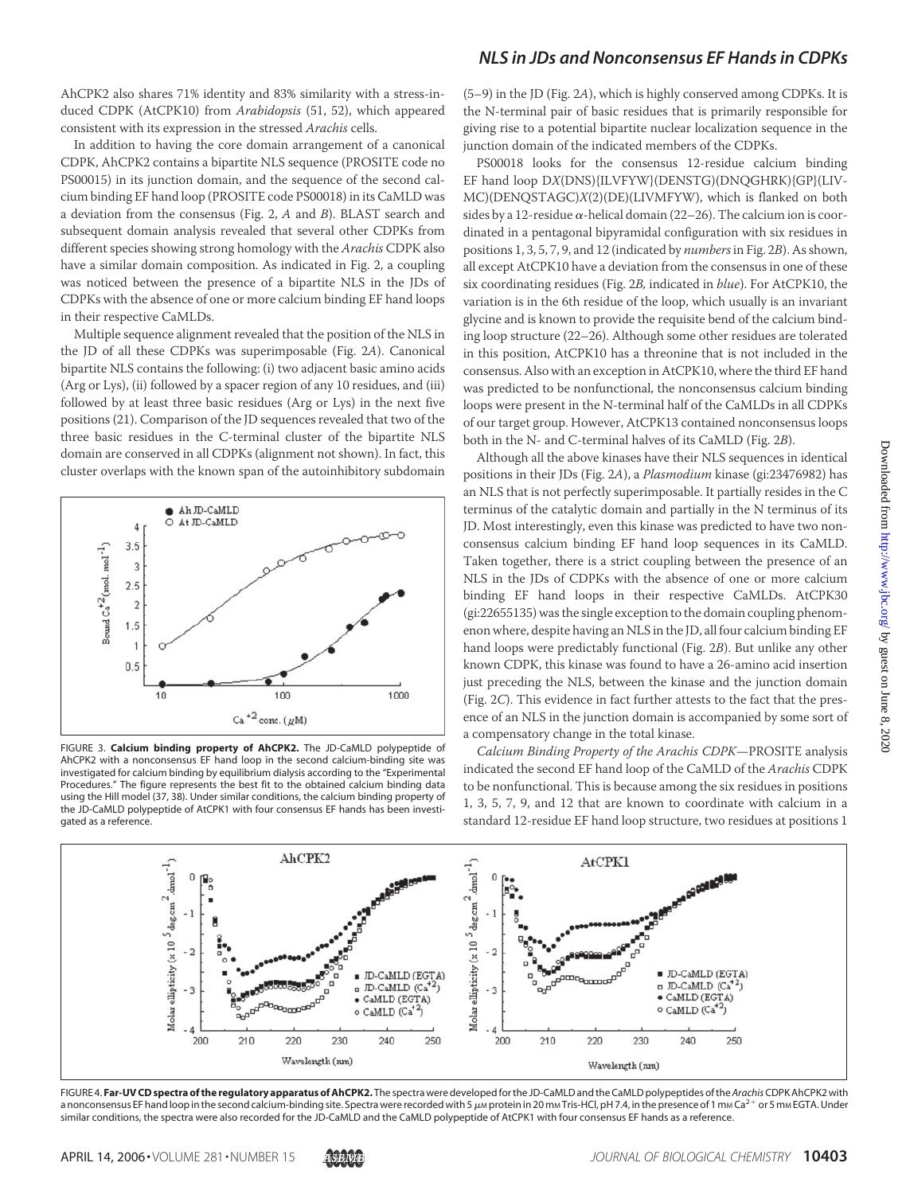AhCPK2 also shares 71% identity and 83% similarity with a stress-induced CDPK (AtCPK10) from *Arabidopsis* (51, 52), which appeared consistent with its expression in the stressed *Arachis* cells.

In addition to having the core domain arrangement of a canonical CDPK, AhCPK2 contains a bipartite NLS sequence (PROSITE code no PS00015) in its junction domain, and the sequence of the second calcium binding EF hand loop (PROSITE code PS00018) in its CaMLD was a deviation from the consensus (Fig. 2, *A* and *B*). BLAST search and subsequent domain analysis revealed that several other CDPKs from different species showing strong homology with the *Arachis* CDPK also have a similar domain composition. As indicated in Fig. 2, a coupling was noticed between the presence of a bipartite NLS in the JDs of CDPKs with the absence of one or more calcium binding EF hand loops in their respective CaMLDs.

Multiple sequence alignment revealed that the position of the NLS in the JD of all these CDPKs was superimposable (Fig. 2*A*). Canonical bipartite NLS contains the following: (i) two adjacent basic amino acids (Arg or Lys), (ii) followed by a spacer region of any 10 residues, and (iii) followed by at least three basic residues (Arg or Lys) in the next five positions (21). Comparison of the JD sequences revealed that two of the three basic residues in the C-terminal cluster of the bipartite NLS domain are conserved in all CDPKs (alignment not shown). In fact, this cluster overlaps with the known span of the autoinhibitory subdomain (5–9) in the JD (Fig. 2*A*), which is highly conserved among CDPKs. It is the N-terminal pair of basic residues that is primarily responsible for giving rise to a potential bipartite nuclear localization sequence in the junction domain of the indicated members of the CDPKs.

PS00018 looks for the consensus 12-residue calcium binding EF hand loop D*X*(DNS){ILVFYW}(DENSTG)(DNQGHRK){GP}(LIVMC)(DENQSTAGC)*X*(2)(DE)(LIVMFYW), which is flanked on both sides by a 12-residue α-helical domain (22–26). The calcium ion is coordinated in a pentagonal bipyramidal configuration with six residues in positions 1, 3, 5, 7, 9, and 12 (indicated by *numbers* in Fig. 2*B*). As shown, all except AtCPK10 have a deviation from the consensus in one of these six coordinating residues (Fig. 2*B*, indicated in *blue*). For AtCPK10, the variation is in the 6th residue of the loop, which usually is an invariant glycine and is known to provide the requisite bend of the calcium binding loop structure (22–26). Although some other residues are tolerated in this position, AtCPK10 has a threonine that is not included in the consensus. Also with an exception in AtCPK10, where the third EF hand was predicted to be nonfunctional, the nonconsensus calcium binding loops were present in the N-terminal half of the CaMLDs in all CDPKs of our target group. However, AtCPK13 contained nonconsensus loops both in the N- and C-terminal halves of its CaMLD (Fig. 2*B*).

Although all the above kinases have their NLS sequences in identical positions in their JDs (Fig. 2*A*), a *Plasmodium* kinase (gi:23476982) has an NLS that is not perfectly superimposable. It partially resides in the C terminus of the catalytic domain and partially in the N terminus of its JD. Most interestingly, even this kinase was predicted to have two nonconsensus calcium binding EF hand loop sequences in its CaMLD. Taken together, there is a strict coupling between the presence of an NLS in the JDs of CDPKs with the absence of one or more calcium binding EF hand loops in their respective CaMLDs. AtCPK30 (gi:22655135) was the single exception to the domain coupling phenomenon where, despite having an NLS in the JD, all four calcium binding EF hand loops were predictably functional (Fig. 2*B*). But unlike any other known CDPK, this kinase was found to have a 26-amino acid insertion just preceding the NLS, between the kinase and the junction domain (Fig. 2*C*). This evidence in fact further attests to the fact that the presence of an NLS in the junction domain is accompanied by some sort of a compensatory change in the total kinase.

*Calcium Binding Property of the Arachis CDPK*—PROSITE analysis indicated the second EF hand loop of the CaMLD of the *Arachis* CDPK to be nonfunctional. This is because among the six residues in positions 1, 3, 5, 7, 9, and 12 that are known to coordinate with calcium in a standard 12-residue EF hand loop structure, two residues at positions 1

FIGURE 3. **Calcium binding property of AhCPK2.** The JD-CaMLD polypeptide of AhCPK2 with a nonconsensus EF hand loop in the second calcium-binding site was investigated for calcium binding by equilibrium dialysis according to the "Experimental Procedures." The figure represents the best fit to the obtained calcium binding data using the Hill model (37, 38). Under similar conditions, the calcium binding property of the JD-CaMLD polypeptide of AtCPK1 with four consensus EF hands has been investigated as a reference.

FIGURE 4. **Far-UV CD spectra of the regulatory apparatus of AhCPK2.** The spectra were developed for the JD-CaMLD and the CaMLD polypeptides of the *Arachis* CDPK AhCPK2 with a nonconsensus EF hand loop in the second calcium-binding site. Spectra were recorded with 5 μM protein in 20 mM Tris-HCl, pH 7.4, in the presence of 1 mM $Ca^{2+}$ or 5 mM EGTA. Under similar conditions, the spectra were also recorded for the JD-CaMLD and the CaMLD polypeptide of AtCPK1 with four consensus EF hands as a reference.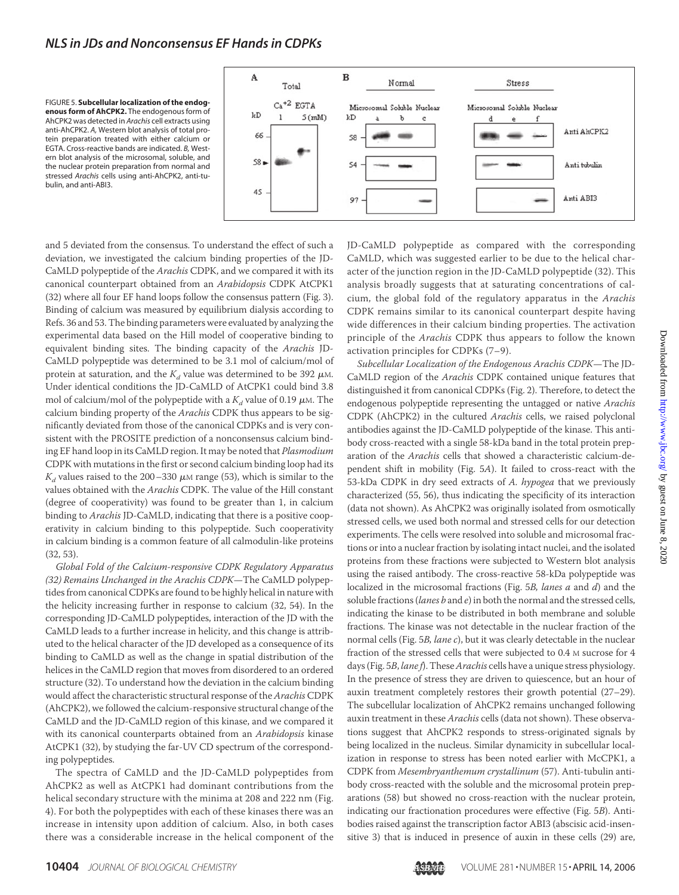FIGURE 5. **Subcellular localization of the endogenous form of AhCPK2.** The endogenous form of AhCPK2 was detected in *Arachis* cell extracts using anti-AhCPK2. *A*, Western blot analysis of total protein preparation treated with either calcium or EGTA. Cross-reactive bands are indicated. *B*, Western blot analysis of the microsomal, soluble, and the nuclear protein preparation from normal and stressed *Arachis* cells using anti-AhCPK2, anti-tubulin, and anti-ABI3.

and 5 deviated from the consensus. To understand the effect of such a deviation, we investigated the calcium binding properties of the JD-CaMLD polypeptide of the *Arachis* CDPK, and we compared it with its canonical counterpart obtained from an *Arabidopsis* CDPK AtCPK1 (32) where all four EF hand loops follow the consensus pattern (Fig. 3). Binding of calcium was measured by equilibrium dialysis according to Refs. 36 and 53. The binding parameters were evaluated by analyzing the experimental data based on the Hill model of cooperative binding to equivalent binding sites. The binding capacity of the *Arachis* JD-CaMLD polypeptide was determined to be 3.1 mol of calcium/mol of protein at saturation, and the $K_d$ value was determined to be 392 $\mu$M. Under identical conditions the JD-CaMLD of AtCPK1 could bind 3.8 mol of calcium/mol of the polypeptide with a $K_d$ value of 0.19 $\mu$M. The calcium binding property of the *Arachis* CDPK thus appears to be significantly deviated from those of the canonical CDPKs and is very consistent with the PROSITE prediction of a nonconsensus calcium binding EF hand loop in its CaMLD region. It may be noted that *Plasmodium* CDPK with mutations in the first or second calcium binding loop had its $K_d$ values raised to the 200–330 $\mu$M range (53), which is similar to the values obtained with the *Arachis* CDPK. The value of the Hill constant (degree of cooperativity) was found to be greater than 1, in calcium binding to *Arachis* JD-CaMLD, indicating that there is a positive cooperativity in calcium binding to this polypeptide. Such cooperativity in calcium binding is a common feature of all calmodulin-like proteins (32, 54).

*Global Fold of the Calcium-responsive CDPK Regulatory Apparatus (32) Remains Unchanged in the Arachis CDPK*—The CaMLD polypeptides from canonical CDPKs are found to be highly helical in nature with the helicity increasing further in response to calcium (32, 54). In the corresponding JD-CaMLD polypeptides, interaction of the JD with the CaMLD leads to a further increase in helicity, and this change is attributed to the helical character of the JD developed as a consequence of its binding to CaMLD as well as the change in spatial distribution of the helices in the CaMLD region that moves from disordered to an ordered structure (32). To understand how the deviation in the calcium binding would affect the characteristic structural response of the *Arachis* CDPK (AhCPK2), we followed the calcium-responsive structural change of the CaMLD and the JD-CaMLD region of this kinase, and we compared it with its canonical counterparts obtained from an *Arabidopsis* kinase AtCPK1 (32), by studying the far-UV CD spectrum of the corresponding polypeptides.

The spectra of CaMLD and the JD-CaMLD polypeptides from AhCPK2 as well as AtCPK1 had dominant contributions from the helical secondary structure with the minima at 208 and 222 nm (Fig. 4). For both the polypeptides with each of these kinases there was an increase in intensity upon addition of calcium. Also, in both cases there was a considerable increase in the helical component of the JD-CaMLD polypeptide as compared with the corresponding CaMLD, which was suggested earlier to be due to the helical character of the junction region in the JD-CaMLD polypeptide (32). This analysis broadly suggests that at saturating concentrations of calcium, the global fold of the regulatory apparatus in the *Arachis* CDPK remains similar to its canonical counterpart despite having wide differences in their calcium binding properties. The activation principle of the *Arachis* CDPK thus appears to follow the known activation principles for CDPKs (7–9).

*Subcellular Localization of the Endogenous Arachis CDPK*—The JD-CaMLD region of the *Arachis* CDPK contained unique features that distinguished it from canonical CDPKs (Fig. 2). Therefore, to detect the endogenous polypeptide representing the untagged or native *Arachis* CDPK (AhCPK2) in the cultured *Arachis* cells, we raised polyclonal antibodies against the JD-CaMLD polypeptide of the kinase. This antibody cross-reacted with a single 58-kDa band in the total protein preparation of the *Arachis* cells that showed a characteristic calcium-dependent shift in mobility (Fig. 5*A*). It failed to cross-react with the 53-kDa CDPK in dry seed extracts of *A. hypogea* that we previously characterized (55, 56), thus indicating the specificity of its interaction (data not shown). As AhCPK2 was originally isolated from osmotically stressed cells, we used both normal and stressed cells for our detection experiments. The cells were resolved into soluble and microsomal fractions or into a nuclear fraction by isolating intact nuclei, and the isolated proteins from these fractions were subjected to Western blot analysis using the raised antibody. The cross-reactive 58-kDa polypeptide was localized in the microsomal fractions (Fig. 5*B*, *lanes a* and *d*) and the soluble fractions (*lanes b* and *e*) in both the normal and the stressed cells, indicating the kinase to be distributed in both membrane and soluble fractions. The kinase was not detectable in the nuclear fraction of the normal cells (Fig. 5*B*, *lane c*), but it was clearly detectable in the nuclear fraction of the stressed cells that were subjected to 0.4 M sucrose for 4 days (Fig. 5*B*, *lane f*). These *Arachis* cells have a unique stress physiology. In the presence of stress they are driven to quiescence, but an hour of auxin treatment completely restores their growth potential (27–29). The subcellular localization of AhCPK2 remains unchanged following auxin treatment in these *Arachis* cells (data not shown). These observations suggest that AhCPK2 responds to stress-originated signals by being localized in the nucleus. Similar dynamicity in subcellular localization in response to stress has been noted earlier with McCPK1, a CDPK from *Mesembryanthemum crystallinum* (57). Anti-tubulin antibody cross-reacted with the soluble and the microsomal protein preparations (58) but showed no cross-reaction with the nuclear protein, indicating our fractionation procedures were effective (Fig. 5*B*). Antibodies raised against the transcription factor ABI3 (abscisic acid-insensitive 3) that is induced in presence of auxin in these cells (29) are,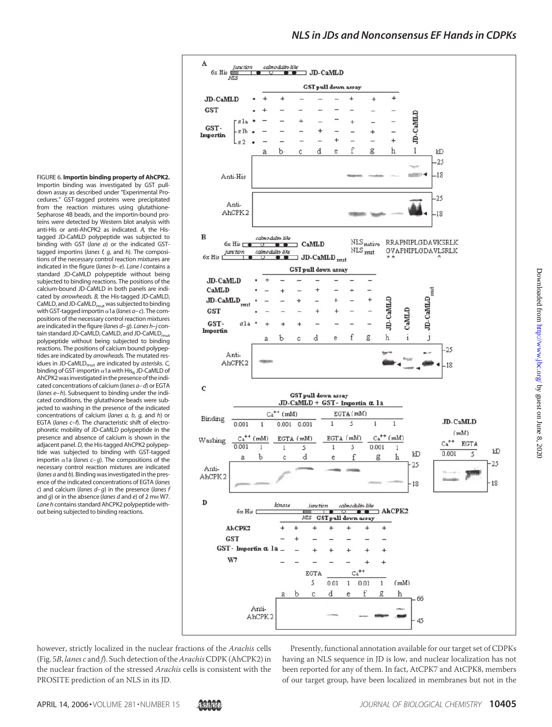FIGURE 6. **Importin binding property of AhCPK2.** Importin binding was investigated by GST pull-down assay as described under "Experimental Procedures." GST-tagged proteins were precipitated from the reaction mixtures using glutathione-Sepharose 4B beads, and the importin-bound proteins were detected by Western blot analysis with anti-His or anti-AhCPK2 as indicated. *A*, the His-tagged JD-CaMLD polypeptide was subjected to binding with GST (*lane a*) or the indicated GST-tagged importins (*lanes f, g,* and *h*). The compositions of the necessary control reaction mixtures are indicated in the figure (*lanes b–e*). *Lane I* contains a standard JD-CaMLD polypeptide without being subjected to binding reactions. The positions of the calcium-bound JD-CaMLD in both panels are indicated by *arrowheads*. *B*, the His-tagged JD-CaMLD, CaMLD, and JD-CaMLD$_{mut}$ was subjected to binding with GST-tagged importin $\alpha$1a (*lanes a–c*). The compositions of the necessary control reaction mixtures are indicated in the figure (*lanes d–g*). *Lanes h–j* contain standard JD-CaMLD, CaMLD, and JD-CaMLD$_{mut}$ polypeptide without being subjected to binding reactions. The positions of calcium bound polypeptides are indicated by *arrowheads*. The mutated residues in JD-CaMLD$_{mut}$ are indicated by *asterisks*. *C*, binding of GST-importin $\alpha$1a with His$_6$ JD-CaMLD of AhCPK2 was investigated in the presence of the indicated concentrations of calcium (*lanes a–d*) or EGTA (*lanes e–h*). Subsequent to binding under the indicated conditions, the glutathione beads were subjected to washing in the presence of the indicated concentrations of calcium (*lanes a, b, g,* and *h*) or EGTA (*lanes c–f*). The characteristic shift of electrophoretic mobility of JD-CaMLD polypeptide in the presence and absence of calcium is shown in the adjacent panel. *D*, the His-tagged AhCPK2 polypeptide was subjected to binding with GST-tagged importin $\alpha$1a (*lanes c–g*). The compositions of the necessary control reaction mixtures are indicated (*lanes a* and *b*). Binding was investigated in the presence of the indicated concentrations of EGTA (*lanes c*) and calcium (*lanes d–g*) in the presence (*lanes f* and *g*) or in the absence (*lanes d* and *e*) of 2 mM W7. *Lane h* contains standard AhCPK2 polypeptide without being subjected to binding reactions.

however, strictly localized in the nuclear fractions of the *Arachis* cells (Fig. 5*B*, *lanes c* and *f*). Such detection of the *Arachis* CDPK (AhCPK2) in the nuclear fraction of the stressed *Arachis* cells is consistent with the PROSITE prediction of an NLS in its JD.

Presently, functional annotation available for our target set of CDPKs having an NLS sequence in JD is low, and nuclear localization has not been reported for any of them. In fact, AtCPK7 and AtCPK8, members of our target group, have been localized in membranes but not in the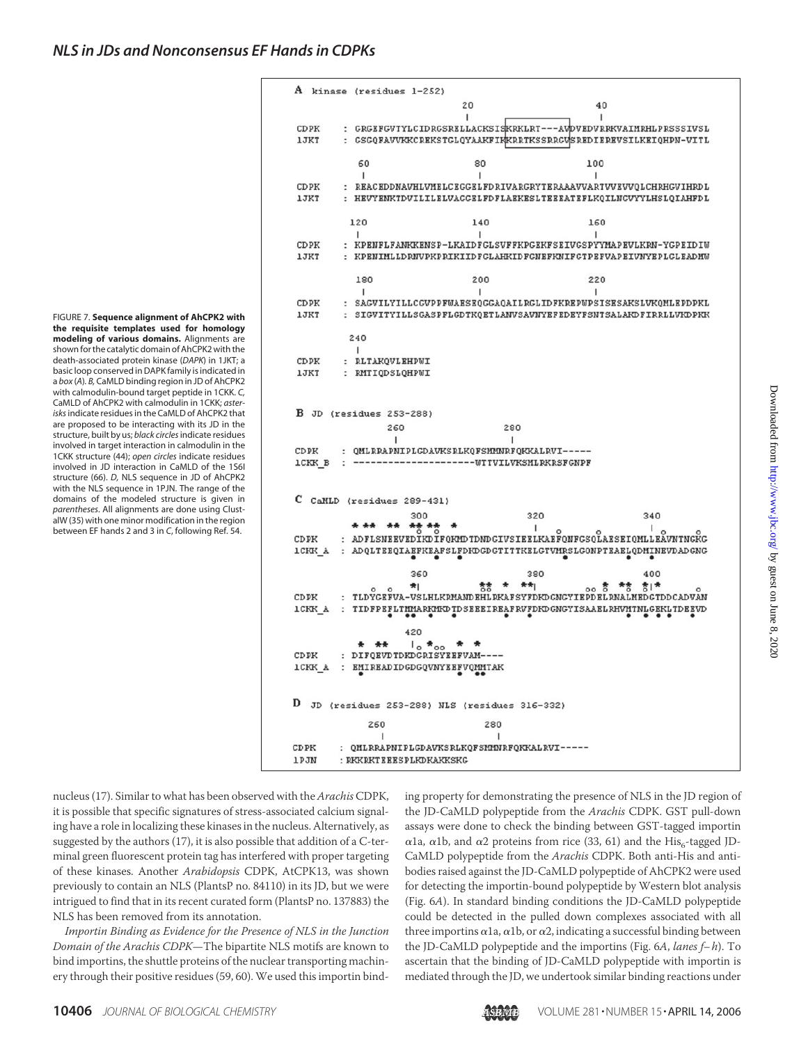FIGURE 7. **Sequence alignment of AhCPK2 with the requisite templates used for homology modeling of various domains.** Alignments are shown for the catalytic domain of AhCPK2 with the death-associated protein kinase (*DAPK*) in 1JKT; a basic loop conserved in DAPK family is indicated in a *box* (*A*). *B*, CaMLD binding region in JD of AhCPK2 with calmodulin-bound target peptide in 1CKK. *C*, CaMLD of AhCPK2 with calmodulin in 1CKK; *asterisks* indicate residues in the CaMLD of AhCPK2 that are proposed to be interacting with its JD in the structure, built by us; *black circles* indicate residues involved in target interaction in calmodulin in the 1CKK structure (44); *open circles* indicate residues involved in JD interaction in CaMLD of the 1S6I structure (66). *D*, NLS sequence in JD of AhCPK2 with the NLS sequence in 1PJN. The range of the domains of the modeled structure is given in *parentheses*. All alignments are done using ClustalW (35) with one minor modification in the region between EF hands 2 and 3 in *C*, following Ref. 54.

```
A  kinase (residues 1-252)
                          20                     40
CDPK  : GRGEFGVTYLCIDRGSRELLACKSISKRKLRT---AVDVEDVRRKVAIMRHLPRSSSIVSL
1JKT  : GSGQFAVVKKCREKSTGLQYAAKFIKKRRTKSSRRGVSREDIEREVSILKEIQHPN-VITL

         60                     80                     100
CDPK  : REACEDDNAVHLVMELCEGGELFDRIVARGRYTERAAAVVARTVVEVVQLCHRHGVIHRDL
1JKT  : HEVYENKTDVILILELVACGELFDFLAEKESLTEEEATEFLKQILNCVYYLHSLQIAHFDL

         120                    140                    160
CDPK  : KPENFLFANKKENSP-LKAIDFGLSVFFKPGEKFSEIVGSPYYMAPEVLKRN-YGPEIDIW
1JKT  : KPENIMLLDRNVPKPRIKIIDFGLAHKIDFGNEFKNIFGTPEFVAPEIVNYEPLGLEADMW

         180                    200                    220
CDPK  : SAGVILYILLCGVPPFWAESEQGQAQAILRGLIDFKREPWPSISESAKSLVKQMLEPDPKL
1JKT  : SIGVITYILLSGASPFLGDTKQETLANVSAVNYEFEDEYFSNTSALAKDFIRRLLVKDPKK

         240
CDPK  : RLTAKQVLEHPWI
1JKT  : RMTIQDSLQHPWI


B  JD (residues 253-288)
              260                    280
CDPK   : QMLRRAPNIPLGDAVKSRLKQFSMMNRFQKKALRVI-----
1CKK_B : --------------------WTTVILVKSMLRKRSFGNPF


C  CaMLD (residues 289-431)
              300                    320                    340
CDPK   : ADFLSNEEVEDIKDIFQKMDTDNDGIVSIEELKAEFQNFGSQLAESEIQMLLEAVNTNGKG
1CKK_A : ADQLTEEQIAEFKEAFSLFDKDGDGTITTKELGTVMRSLGQNPTEAELQDMINEVDADGNG

              360                    380                    400
CDPK   : TLDYGEFVA-VSLHLKRMANDEHLRKAFSYFDKDGNGYIEPDELRNALMEDGTDDCADVAN
1CKK_A : TIDFPEFLTMMARKMKDTDSEEEIREAFRVFDKDGNGYISAAELRHVMTNLGEKLTDEEVD

              420
CDPK   : DIFQEVDTDKDGRISYEEFVAM----
1CKK_A : EMIREADIDGDGQVNYEEFVQMMTAK


D  JD (residues 253-288) NLS (residues 316-332)
            260                    280
CDPK  : QMLRRAPNIPLGDAVKSRLKQFSMMNRFQKKALRVI-----
1PJN  : RKKRKTEEESPLKDKAKKSKG
```

nucleus (17). Similar to what has been observed with the *Arachis* CDPK, it is possible that specific signatures of stress-associated calcium signaling have a role in localizing these kinases in the nucleus. Alternatively, as suggested by the authors (17), it is also possible that addition of a C-terminal green fluorescent protein tag has interfered with proper targeting of these kinases. Another *Arabidopsis* CDPK, AtCPK13, was shown previously to contain an NLS (PlantsP no. 84110) in its JD, but we were intrigued to find that in its recent curated form (PlantsP no. 137883) the NLS has been removed from its annotation.

*Importin Binding as Evidence for the Presence of NLS in the Junction Domain of the Arachis CDPK*—The bipartite NLS motifs are known to bind importins, the shuttle proteins of the nuclear transporting machinery through their positive residues (59, 60). We used this importin binding property for demonstrating the presence of NLS in the JD region of the JD-CaMLD polypeptide from the *Arachis* CDPK. GST pull-down assays were done to check the binding between GST-tagged importin $\alpha$1a, $\alpha$1b, and $\alpha$2 proteins from rice (33, 61) and the $His_6$-tagged JD-CaMLD polypeptide from the *Arachis* CDPK. Both anti-His and antibodies raised against the JD-CaMLD polypeptide of AhCPK2 were used for detecting the importin-bound polypeptide by Western blot analysis (Fig. 6*A*). In standard binding conditions the JD-CaMLD polypeptide could be detected in the pulled down complexes associated with all three importins $\alpha$1a, $\alpha$1b, or $\alpha$2, indicating a successful binding between the JD-CaMLD polypeptide and the importins (Fig. 6*A*, *lanes f–h*). To ascertain that the binding of JD-CaMLD polypeptide with importin is mediated through the JD, we undertook similar binding reactions under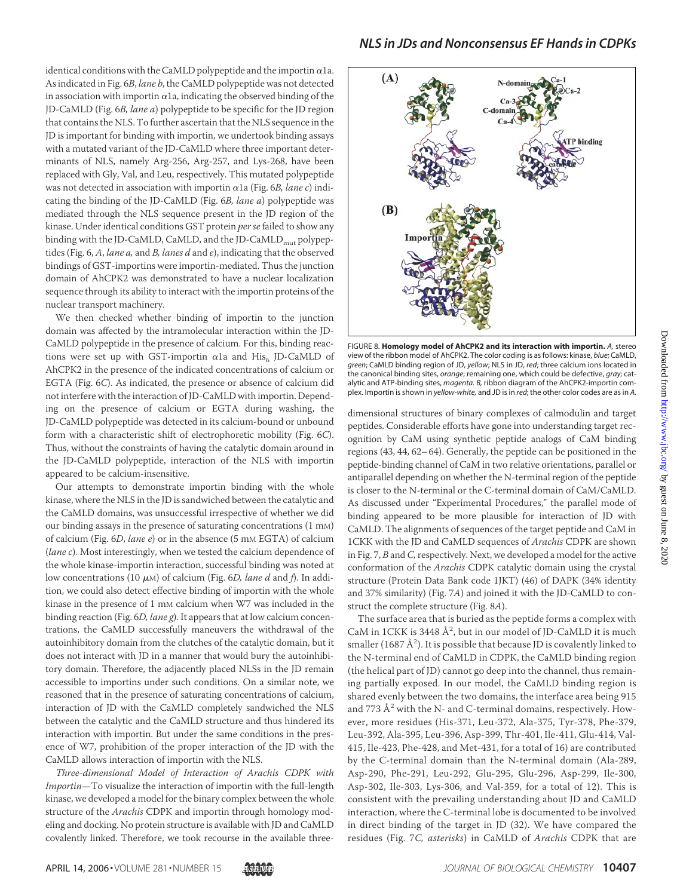identical conditions with the CaMLD polypeptide and the importin α1a. As indicated in Fig. 6*B*, *lane b*, the CaMLD polypeptide was not detected in association with importin α1a, indicating the observed binding of the JD-CaMLD (Fig. 6*B, lane a*) polypeptide to be specific for the JD region that contains the NLS. To further ascertain that the NLS sequence in the JD is important for binding with importin, we undertook binding assays with a mutated variant of the JD-CaMLD where three important determinants of NLS, namely Arg-256, Arg-257, and Lys-268, have been replaced with Gly, Val, and Leu, respectively. This mutated polypeptide was not detected in association with importin α1a (Fig. 6*B, lane c*) indicating the binding of the JD-CaMLD (Fig. 6*B*, *lane a*) polypeptide was mediated through the NLS sequence present in the JD region of the kinase. Under identical conditions GST protein *per se* failed to show any binding with the JD-CaMLD, CaMLD, and the JD-CaMLD$_{mut}$ polypeptides (Fig. 6, *A*, *lane a,* and *B, lanes d* and *e*), indicating that the observed bindings of GST-importins were importin-mediated. Thus the junction domain of AhCPK2 was demonstrated to have a nuclear localization sequence through its ability to interact with the importin proteins of the nuclear transport machinery.

We then checked whether binding of importin to the junction domain was affected by the intramolecular interaction within the JD-CaMLD polypeptide in the presence of calcium. For this, binding reactions were set up with GST-importin α1a and His$_6$ JD-CaMLD of AhCPK2 in the presence of the indicated concentrations of calcium or EGTA (Fig. 6*C*). As indicated, the presence or absence of calcium did not interfere with the interaction of JD-CaMLD with importin. Depending on the presence of calcium or EGTA during washing, the JD-CaMLD polypeptide was detected in its calcium-bound or unbound form with a characteristic shift of electrophoretic mobility (Fig. 6*C*). Thus, without the constraints of having the catalytic domain around in the JD-CaMLD polypeptide, interaction of the NLS with importin appeared to be calcium-insensitive.

Our attempts to demonstrate importin binding with the whole kinase, where the NLS in the JD is sandwiched between the catalytic and the CaMLD domains, was unsuccessful irrespective of whether we did our binding assays in the presence of saturating concentrations (1 mM) of calcium (Fig. 6*D*, *lane e*) or in the absence (5 mM EGTA) of calcium (*lane c*). Most interestingly, when we tested the calcium dependence of the whole kinase-importin interaction, successful binding was noted at low concentrations (10 μM) of calcium (Fig. 6*D, lane d* and *f*). In addition, we could also detect effective binding of importin with the whole kinase in the presence of 1 mM calcium when W7 was included in the binding reaction (Fig. 6*D*, *lane g*). It appears that at low calcium concentrations, the CaMLD successfully maneuvers the withdrawal of the autoinhibitory domain from the clutches of the catalytic domain, but it does not interact with JD in a manner that would bury the autoinhibitory domain. Therefore, the adjacently placed NLSs in the JD remain accessible to importins under such conditions. On a similar note, we reasoned that in the presence of saturating concentrations of calcium, interaction of JD with the CaMLD completely sandwiched the NLS between the catalytic and the CaMLD structure and thus hindered its interaction with importin. But under the same conditions in the presence of W7, prohibition of the proper interaction of the JD with the CaMLD allows interaction of importin with the NLS.

*Three-dimensional Model of Interaction of Arachis CDPK with Importin*—To visualize the interaction of importin with the full-length kinase, we developed a model for the binary complex between the whole structure of the *Arachis* CDPK and importin through homology modeling and docking. No protein structure is available with JD and CaMLD covalently linked. Therefore, we took recourse in the available three-dimensional structures of binary complexes of calmodulin and target peptides. Considerable efforts have gone into understanding target recognition by CaM using synthetic peptide analogs of CaM binding regions (43, 44, 62–64). Generally, the peptide can be positioned in the peptide-binding channel of CaM in two relative orientations, parallel or antiparallel depending on whether the N-terminal region of the peptide is closer to the N-terminal or the C-terminal domain of CaM/CaMLD. As discussed under "Experimental Procedures," the parallel mode of binding appeared to be more plausible for interaction of JD with CaMLD. The alignments of sequences of the target peptide and CaM in 1CKK with the JD and CaMLD sequences of *Arachis* CDPK are shown in Fig. 7, *B* and *C,* respectively. Next, we developed a model for the active conformation of the *Arachis* CDPK catalytic domain using the crystal structure (Protein Data Bank code 1JKT) (46) of DAPK (34% identity and 37% similarity) (Fig. 7*A*) and joined it with the JD-CaMLD to construct the complete structure (Fig. 8*A*).

FIGURE 8. **Homology model of AhCPK2 and its interaction with importin.** *A,* stereo view of the ribbon model of AhCPK2. The color coding is as follows: kinase, *blue*; CaMLD, *green*; CaMLD binding region of JD, *yellow*; NLS in JD, *red*; three calcium ions located in the canonical binding sites, *orange*; remaining one, which could be defective, *gray*; catalytic and ATP-binding sites, *magenta. B,* ribbon diagram of the AhCPK2-importin complex. Importin is shown in *yellow-white,* and JD is in *red*; the other color codes are as in *A.*

The surface area that is buried as the peptide forms a complex with CaM in 1CKK is 3448 Å$^2$, but in our model of JD-CaMLD it is much smaller (1687 Å$^2$). It is possible that because JD is covalently linked to the N-terminal end of CaMLD in CDPK, the CaMLD binding region (the helical part of JD) cannot go deep into the channel, thus remaining partially exposed. In our model, the CaMLD binding region is shared evenly between the two domains, the interface area being 915 and 773 Å$^2$ with the N- and C-terminal domains, respectively. However, more residues (His-371, Leu-372, Ala-375, Tyr-378, Phe-379, Leu-392, Ala-395, Leu-396, Asp-399, Thr-401, Ile-411, Glu-414, Val-415, Ile-423, Phe-428, and Met-431, for a total of 16) are contributed by the C-terminal domain than the N-terminal domain (Ala-289, Asp-290, Phe-291, Leu-292, Glu-295, Glu-296, Asp-299, Ile-300, Asp-302, Ile-303, Lys-306, and Val-359, for a total of 12). This is consistent with the prevailing understanding about JD and CaMLD interaction, where the C-terminal lobe is documented to be involved in direct binding of the target in JD (32). We have compared the residues (Fig. 7*C, asterisks*) in CaMLD of *Arachis* CDPK that are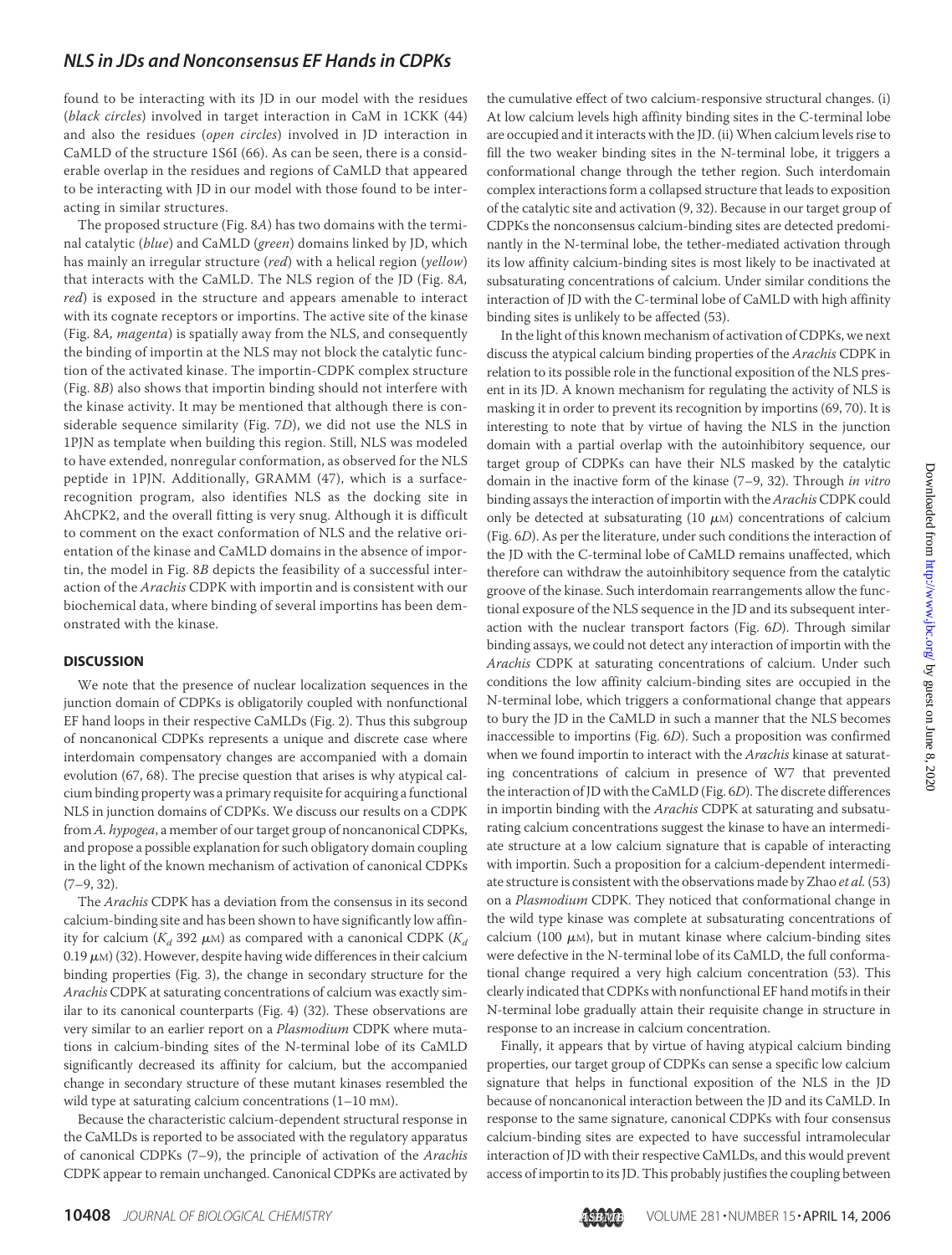found to be interacting with its JD in our model with the residues (*black circles*) involved in target interaction in CaM in 1CKK (44) and also the residues (*open circles*) involved in JD interaction in CaMLD of the structure 1S6I (66). As can be seen, there is a considerable overlap in the residues and regions of CaMLD that appeared to be interacting with JD in our model with those found to be interacting in similar structures.

The proposed structure (Fig. 8*A*) has two domains with the terminal catalytic (*blue*) and CaMLD (*green*) domains linked by JD, which has mainly an irregular structure (*red*) with a helical region (*yellow*) that interacts with the CaMLD. The NLS region of the JD (Fig. 8*A*, *red*) is exposed in the structure and appears amenable to interact with its cognate receptors or importins. The active site of the kinase (Fig. 8*A*, *magenta*) is spatially away from the NLS, and consequently the binding of importin at the NLS may not block the catalytic function of the activated kinase. The importin-CDPK complex structure (Fig. 8*B*) also shows that importin binding should not interfere with the kinase activity. It may be mentioned that although there is considerable sequence similarity (Fig. 7*D*), we did not use the NLS in 1PJN as template when building this region. Still, NLS was modeled to have extended, nonregular conformation, as observed for the NLS peptide in 1PJN. Additionally, GRAMM (47), which is a surface-recognition program, also identifies NLS as the docking site in AhCPK2, and the overall fitting is very snug. Although it is difficult to comment on the exact conformation of NLS and the relative orientation of the kinase and CaMLD domains in the absence of importin, the model in Fig. 8*B* depicts the feasibility of a successful interaction of the *Arachis* CDPK with importin and is consistent with our biochemical data, where binding of several importins has been demonstrated with the kinase.

## DISCUSSION

We note that the presence of nuclear localization sequences in the junction domain of CDPKs is obligatorily coupled with nonfunctional EF hand loops in their respective CaMLDs (Fig. 2). Thus this subgroup of noncanonical CDPKs represents a unique and discrete case where interdomain compensatory changes are accompanied with a domain evolution (67, 68). The precise question that arises is why atypical calcium binding property was a primary requisite for acquiring a functional NLS in junction domains of CDPKs. We discuss our results on a CDPK from *A. hypogea*, a member of our target group of noncanonical CDPKs, and propose a possible explanation for such obligatory domain coupling in the light of the known mechanism of activation of canonical CDPKs (7–9, 32).

The *Arachis* CDPK has a deviation from the consensus in its second calcium-binding site and has been shown to have significantly low affinity for calcium ($K_d$ 392 μM) as compared with a canonical CDPK ($K_d$ 0.19 μM) (32). However, despite having wide differences in their calcium binding properties (Fig. 3), the change in secondary structure for the *Arachis* CDPK at saturating concentrations of calcium was exactly similar to its canonical counterparts (Fig. 4) (32). These observations are very similar to an earlier report on a *Plasmodium* CDPK where mutations in calcium-binding sites of the N-terminal lobe of its CaMLD significantly decreased its affinity for calcium, but the accompanied change in secondary structure of these mutant kinases resembled the wild type at saturating calcium concentrations (1–10 mM).

Because the characteristic calcium-dependent structural response in the CaMLDs is reported to be associated with the regulatory apparatus of canonical CDPKs (7–9), the principle of activation of the *Arachis* CDPK appear to remain unchanged. Canonical CDPKs are activated by the cumulative effect of two calcium-responsive structural changes. (i) At low calcium levels high affinity binding sites in the C-terminal lobe are occupied and it interacts with the JD. (ii) When calcium levels rise to fill the two weaker binding sites in the N-terminal lobe, it triggers a conformational change through the tether region. Such interdomain complex interactions form a collapsed structure that leads to exposition of the catalytic site and activation (9, 32). Because in our target group of CDPKs the nonconsensus calcium-binding sites are detected predominantly in the N-terminal lobe, the tether-mediated activation through its low affinity calcium-binding sites is most likely to be inactivated at subsaturating concentrations of calcium. Under similar conditions the interaction of JD with the C-terminal lobe of CaMLD with high affinity binding sites is unlikely to be affected (53).

In the light of this known mechanism of activation of CDPKs, we next discuss the atypical calcium binding properties of the *Arachis* CDPK in relation to its possible role in the functional exposition of the NLS present in its JD. A known mechanism for regulating the activity of NLS is masking it in order to prevent its recognition by importins (69, 70). It is interesting to note that by virtue of having the NLS in the junction domain with a partial overlap with the autoinhibitory sequence, our target group of CDPKs can have their NLS masked by the catalytic domain in the inactive form of the kinase (7–9, 32). Through *in vitro* binding assays the interaction of importin with the *Arachis* CDPK could only be detected at subsaturating (10 μM) concentrations of calcium (Fig. 6*D*). As per the literature, under such conditions the interaction of the JD with the C-terminal lobe of CaMLD remains unaffected, which therefore can withdraw the autoinhibitory sequence from the catalytic groove of the kinase. Such interdomain rearrangements allow the functional exposure of the NLS sequence in the JD and its subsequent interaction with the nuclear transport factors (Fig. 6*D*). Through similar binding assays, we could not detect any interaction of importin with the *Arachis* CDPK at saturating concentrations of calcium. Under such conditions the low affinity calcium-binding sites are occupied in the N-terminal lobe, which triggers a conformational change that appears to bury the JD in the CaMLD in such a manner that the NLS becomes inaccessible to importins (Fig. 6*D*). Such a proposition was confirmed when we found importin to interact with the *Arachis* kinase at saturating concentrations of calcium in presence of W7 that prevented the interaction of JD with the CaMLD (Fig. 6*D*). The discrete differences in importin binding with the *Arachis* CDPK at saturating and subsaturating calcium concentrations suggest the kinase to have an intermediate structure at a low calcium signature that is capable of interacting with importin. Such a proposition for a calcium-dependent intermediate structure is consistent with the observations made by Zhao *et al.* (53) on a *Plasmodium* CDPK. They noticed that conformational change in the wild type kinase was complete at subsaturating concentrations of calcium (100 μM), but in mutant kinase where calcium-binding sites were defective in the N-terminal lobe of its CaMLD, the full conformational change required a very high calcium concentration (53). This clearly indicated that CDPKs with nonfunctional EF hand motifs in their N-terminal lobe gradually attain their requisite change in structure in response to an increase in calcium concentration.

Finally, it appears that by virtue of having atypical calcium binding properties, our target group of CDPKs can sense a specific low calcium signature that helps in functional exposition of the NLS in the JD because of noncanonical interaction between the JD and its CaMLD. In response to the same signature, canonical CDPKs with four consensus calcium-binding sites are expected to have successful intramolecular interaction of JD with their respective CaMLDs, and this would prevent access of importin to its JD. This probably justifies the coupling between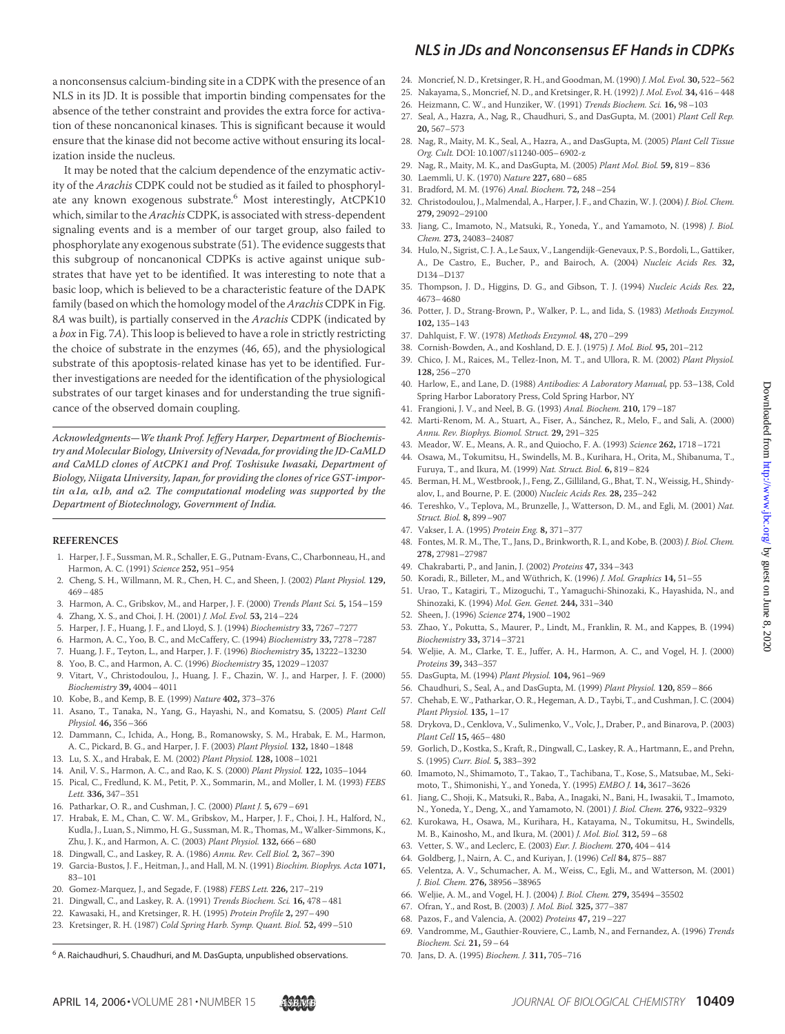a nonconsensus calcium-binding site in a CDPK with the presence of an NLS in its JD. It is possible that importin binding compensates for the absence of the tether constraint and provides the extra force for activation of these noncanonical kinases. This is significant because it would ensure that the kinase did not become active without ensuring its localization inside the nucleus.

It may be noted that the calcium dependence of the enzymatic activity of the *Arachis* CDPK could not be studied as it failed to phosphorylate any known exogenous substrate.[6] Most interestingly, AtCPK10 which, similar to the *Arachis* CDPK, is associated with stress-dependent signaling events and is a member of our target group, also failed to phosphorylate any exogenous substrate (51). The evidence suggests that this subgroup of noncanonical CDPKs is active against unique substrates that have yet to be identified. It was interesting to note that a basic loop, which is believed to be a characteristic feature of the DAPK family (based on which the homology model of the *Arachis* CDPK in Fig. 8*A* was built), is partially conserved in the *Arachis* CDPK (indicated by a *box* in Fig. 7*A*). This loop is believed to have a role in strictly restricting the choice of substrate in the enzymes (46, 65), and the physiological substrate of this apoptosis-related kinase has yet to be identified. Further investigations are needed for the identification of the physiological substrates of our target kinases and for understanding the true significance of the observed domain coupling.

*Acknowledgments—We thank Prof. Jeffery Harper, Department of Biochemistry and Molecular Biology, University of Nevada, for providing the JD-CaMLD and CaMLD clones of AtCPK1 and Prof. Toshisuke Iwasaki, Department of Biology, Niigata University, Japan, for providing the clones of rice GST-importin α1a, α1b, and α2. The computational modeling was supported by the Department of Biotechnology, Government of India.*

## REFERENCES

1. Harper, J. F., Sussman, M. R., Schaller, E. G., Putnam-Evans, C., Charbonneau, H., and Harmon, A. C. (1991) *Science* **252,** 951–954
2. Cheng, S. H., Willmann, M. R., Chen, H. C., and Sheen, J. (2002) *Plant Physiol.* **129,** 469–485
3. Harmon, A. C., Gribskov, M., and Harper, J. F. (2000) *Trends Plant Sci.* **5,** 154–159
4. Zhang, X. S., and Choi, J. H. (2001) *J. Mol. Evol.* **53,** 214–224
5. Harper, J. F., Huang, J. F., and Lloyd, S. J. (1994) *Biochemistry* **33,** 7267–7277
6. Harmon, A. C., Yoo, B. C., and McCaffery, C. (1994) *Biochemistry* **33,** 7278–7287
7. Huang, J. F., Teyton, L., and Harper, J. F. (1996) *Biochemistry* **35,** 13222–13230
8. Yoo, B. C., and Harmon, A. C. (1996) *Biochemistry* **35,** 12029–12037
9. Vitart, V., Christodoulou, J., Huang, J. F., Chazin, W. J., and Harper, J. F. (2000) *Biochemistry* **39,** 4004–4011
10. Kobe, B., and Kemp, B. E. (1999) *Nature* **402,** 373–376
11. Asano, T., Tanaka, N., Yang, G., Hayashi, N., and Komatsu, S. (2005) *Plant Cell Physiol.* **46,** 356–366
12. Dammann, C., Ichida, A., Hong, B., Romanowsky, S. M., Hrabak, E. M., Harmon, A. C., Pickard, B. G., and Harper, J. F. (2003) *Plant Physiol.* **132,** 1840–1848
13. Lu, S. X., and Hrabak, E. M. (2002) *Plant Physiol.* **128,** 1008–1021
14. Anil, V. S., Harmon, A. C., and Rao, K. S. (2000) *Plant Physiol.* **122,** 1035–1044
15. Pical, C., Fredlund, K. M., Petit, P. X., Sommarin, M., and Moller, I. M. (1993) *FEBS Lett.* **336,** 347–351
16. Patharkar, O. R., and Cushman, J. C. (2000) *Plant J.* **5,** 679–691
17. Hrabak, E. M., Chan, C. W. M., Gribskov, M., Harper, J. F., Choi, J. H., Halford, N., Kudla, J., Luan, S., Nimmo, H. G., Sussman, M. R., Thomas, M., Walker-Simmons, K., Zhu, J. K., and Harmon, A. C. (2003) *Plant Physiol.* **132,** 666–680
18. Dingwall, C., and Laskey, R. A. (1986) *Annu. Rev. Cell Biol.* **2,** 367–390
19. Garcia-Bustos, J. F., Heitman, J., and Hall, M. N. (1991) *Biochim. Biophys. Acta* **1071,** 83–101
20. Gomez-Marquez, J., and Segade, F. (1988) *FEBS Lett.* **226,** 217–219
21. Dingwall, C., and Laskey, R. A. (1991) *Trends Biochem. Sci.* **16,** 478–481
22. Kawasaki, H., and Kretsinger, R. H. (1995) *Protein Profile* **2,** 297–490
23. Kretsinger, R. H. (1987) *Cold Spring Harb. Symp. Quant. Biol.* **52,** 499–510
24. Moncrief, N. D., Kretsinger, R. H., and Goodman, M. (1990) *J. Mol. Evol.* **30,** 522–562
25. Nakayama, S., Moncrief, N. D., and Kretsinger, R. H. (1992) *J. Mol. Evol.* **34,** 416–448
26. Heizmann, C. W., and Hunziker, W. (1991) *Trends Biochem. Sci.* **16,** 98–103
27. Seal, A., Hazra, A., Nag, R., Chaudhuri, S., and DasGupta, M. (2001) *Plant Cell Rep.* **20,** 567–573
28. Nag, R., Maity, M. K., Seal, A., Hazra, A., and DasGupta, M. (2005) *Plant Cell Tissue Org. Cult.* DOI: 10.1007/s11240-005-6902-z
29. Nag, R., Maity, M. K., and DasGupta, M. (2005) *Plant Mol. Biol.* **59,** 819–836
30. Laemmli, U. K. (1970) *Nature* **227,** 680–685
31. Bradford, M. M. (1976) *Anal. Biochem.* **72,** 248–254
32. Christodoulou, J., Malmendal, A., Harper, J. F., and Chazin, W. J. (2004) *J. Biol. Chem.* **279,** 29092–29100
33. Jiang, C., Imamoto, N., Matsuki, R., Yoneda, Y., and Yamamoto, N. (1998) *J. Biol. Chem.* **273,** 24083–24087
34. Hulo, N., Sigrist, C. J. A., Le Saux, V., Langendijk-Genevaux, P. S., Bordoli, L., Gattiker, A., De Castro, E., Bucher, P., and Bairoch, A. (2004) *Nucleic Acids Res.* **32,** D134–D137
35. Thompson, J. D., Higgins, D. G., and Gibson, T. J. (1994) *Nucleic Acids Res.* **22,** 4673–4680
36. Potter, J. D., Strang-Brown, P., Walker, P. L., and Iida, S. (1983) *Methods Enzymol.* **102,** 135–143
37. Dahlquist, F. W. (1978) *Methods Enzymol.* **48,** 270–299
38. Cornish-Bowden, A., and Koshland, D. E. J. (1975) *J. Mol. Biol.* **95,** 201–212
39. Chico, J. M., Raices, M., Tellez-Inon, M. T., and Ullora, R. M. (2002) *Plant Physiol.* **128,** 256–270
40. Harlow, E., and Lane, D. (1988) *Antibodies: A Laboratory Manual*, pp. 53–138, Cold Spring Harbor Laboratory Press, Cold Spring Harbor, NY
41. Frangioni, J. V., and Neel, B. G. (1993) *Anal. Biochem.* **210,** 179–187
42. Marti-Renom, M. A., Stuart, A., Fiser, A., Sánchez, R., Melo, F., and Sali, A. (2000) *Annu. Rev. Biophys. Biomol. Struct.* **29,** 291–325
43. Meador, W. E., Means, A. R., and Quiocho, F. A. (1993) *Science* **262,** 1718–1721
44. Osawa, M., Tokumitsu, H., Swindells, M. B., Kurihara, H., Orita, M., Shibanuma, T., Furuya, T., and Ikura, M. (1999) *Nat. Struct. Biol.* **6,** 819–824
45. Berman, H. M., Westbrook, J., Feng, Z., Gilliland, G., Bhat, T. N., Weissig, H., Shindyalov, I., and Bourne, P. E. (2000) *Nucleic Acids Res.* **28,** 235–242
46. Tereshko, V., Teplova, M., Brunzelle, J., Watterson, D. M., and Egli, M. (2001) *Nat. Struct. Biol.* **8,** 899–907
47. Vakser, I. A. (1995) *Protein Eng.* **8,** 371–377
48. Fontes, M. R. M., The, T., Jans, D., Brinkworth, R. I., and Kobe, B. (2003) *J. Biol. Chem.* **278,** 27981–27987
49. Chakrabarti, P., and Janin, J. (2002) *Proteins* **47,** 334–343
50. Koradi, R., Billeter, M., and Wüthrich, K. (1996) *J. Mol. Graphics* **14,** 51–55
51. Urao, T., Katagiri, T., Mizoguchi, T., Yamaguchi-Shinozaki, K., Hayashida, N., and Shinozaki, K. (1994) *Mol. Gen. Genet.* **244,** 331–340
52. Sheen, J. (1996) *Science* **274,** 1900–1902
53. Zhao, Y., Pokutta, S., Maurer, P., Lindt, M., Franklin, R. M., and Kappes, B. (1994) *Biochemistry* **33,** 3714–3721
54. Weljie, A. M., Clarke, T. E., Juffer, A. H., Harmon, A. C., and Vogel, H. J. (2000) *Proteins* **39,** 343–357
55. DasGupta, M. (1994) *Plant Physiol.* **104,** 961–969
56. Chaudhuri, S., Seal, A., and DasGupta, M. (1999) *Plant Physiol.* **120,** 859–866
57. Chehab, E. W., Patharkar, O. R., Hegeman, A. D., Taybi, T., and Cushman, J. C. (2004) *Plant Physiol.* **135,** 1–17
58. Drykova, D., Cenklova, V., Sulimenko, V., Volc, J., Draber, P., and Binarova, P. (2003) *Plant Cell* **15,** 465–480
59. Gorlich, D., Kostka, S., Kraft, R., Dingwall, C., Laskey, R. A., Hartmann, E., and Prehn, S. (1995) *Curr. Biol.* **5,** 383–392
60. Imamoto, N., Shimamoto, T., Takao, T., Tachibana, T., Kose, S., Matsubae, M., Sekimoto, T., Shimonishi, Y., and Yoneda, Y. (1995) *EMBO J.* **14,** 3617–3626
61. Jiang, C., Shoji, K., Matsuki, R., Baba, A., Inagaki, N., Bani, H., Iwasakii, T., Imamoto, N., Yoneda, Y., Deng, X., and Yamamoto, N. (2001) *J. Biol. Chem.* **276,** 9322–9329
62. Kurokawa, H., Osawa, M., Kurihara, H., Katayama, N., Tokumitsu, H., Swindells, M. B., Kainosho, M., and Ikura, M. (2001) *J. Mol. Biol.* **312,** 59–68
63. Vetter, S. W., and Leclerc, E. (2003) *Eur. J. Biochem.* **270,** 404–414
64. Goldberg, J., Nairn, A. C., and Kuriyan, J. (1996) *Cell* **84,** 875–887
65. Velentza, A. V., Schumacher, A. M., Weiss, C., Egli, M., and Watterson, M. (2001) *J. Biol. Chem.* **276,** 38956–38965
66. Weljie, A. M., and Vogel, H. J. (2004) *J. Biol. Chem.* **279,** 35494–35502
67. Ofran, Y., and Rost, B. (2003) *J. Mol. Biol.* **325,** 377–387
68. Pazos, F., and Valencia, A. (2002) *Proteins* **47,** 219–227
69. Vandromme, M., Gauthier-Rouviere, C., Lamb, N., and Fernandez, A. (1996) *Trends Biochem. Sci.* **21,** 59–64
70. Jans, D. A. (1995) *Biochem. J.* **311,** 705–716

[6] A. Raichaudhuri, S. Chaudhuri, and M. DasGupta, unpublished observations.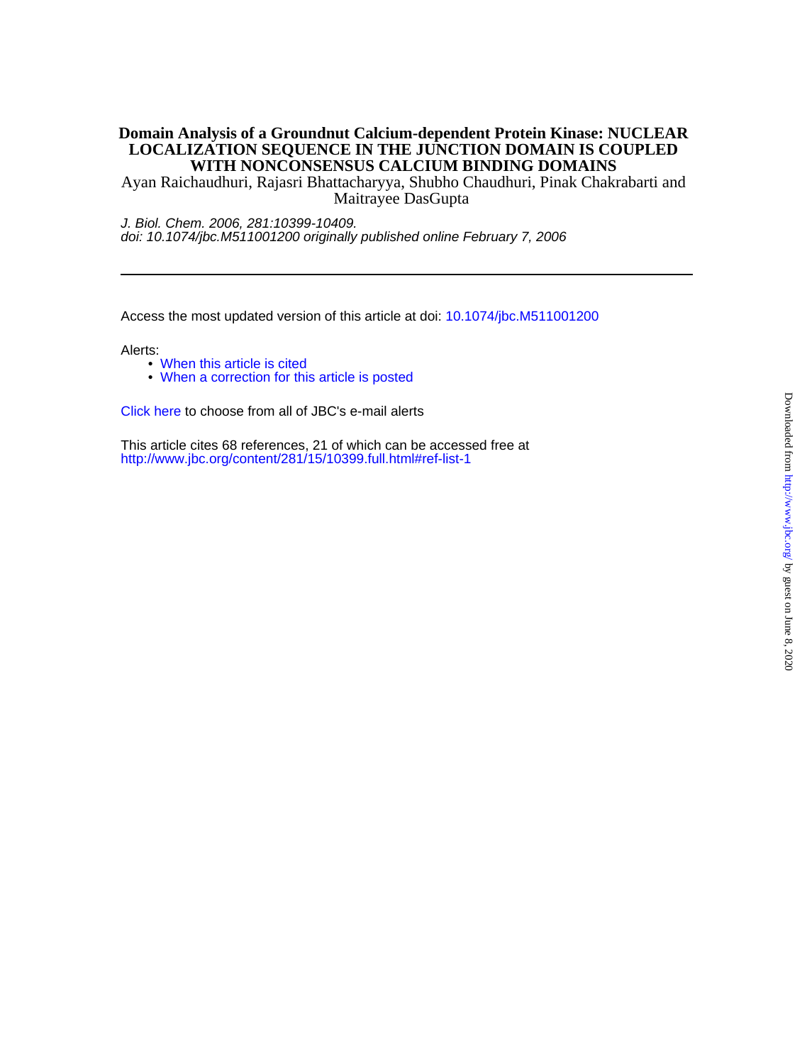# Domain Analysis of a Groundnut Calcium-dependent Protein Kinase: NUCLEAR LOCALIZATION SEQUENCE IN THE JUNCTION DOMAIN IS COUPLED WITH NONCONSENSUS CALCIUM BINDING DOMAINS

Ayan Raichaudhuri, Rajasri Bhattacharyya, Shubho Chaudhuri, Pinak Chakrabarti and Maitrayee DasGupta

*J. Biol. Chem. 2006, 281:10399-10409.*
*doi: 10.1074/jbc.M511001200 originally published online February 7, 2006*

---

Access the most updated version of this article at doi: 10.1074/jbc.M511001200

Alerts:

- When this article is cited
- When a correction for this article is posted

Click here to choose from all of JBC's e-mail alerts

This article cites 68 references, 21 of which can be accessed free at
http://www.jbc.org/content/281/15/10399.full.html#ref-list-1